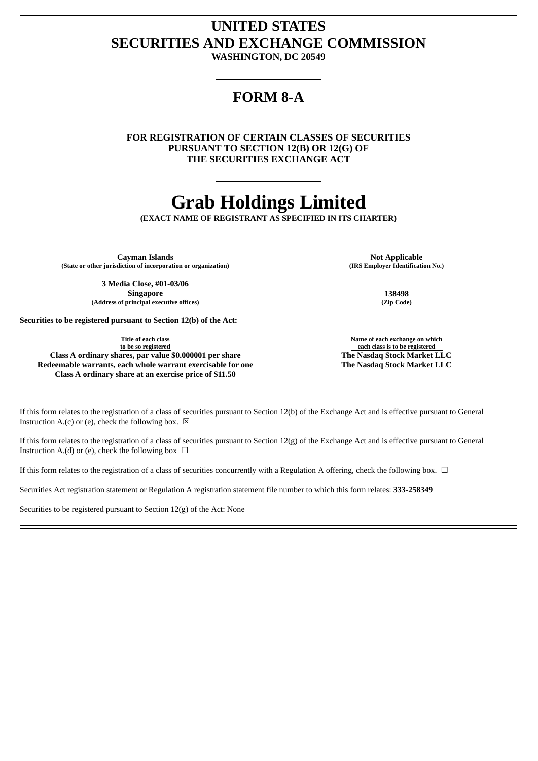# UNITED STATES
# SECURITIES AND EXCHANGE COMMISSION

**WASHINGTON, DC 20549**

## FORM 8-A

**FOR REGISTRATION OF CERTAIN CLASSES OF SECURITIES PURSUANT TO SECTION 12(B) OR 12(G) OF THE SECURITIES EXCHANGE ACT**

# Grab Holdings Limited

**(EXACT NAME OF REGISTRANT AS SPECIFIED IN ITS CHARTER)**

| | |
|---|---|
| **Cayman Islands** | **Not Applicable** |
| **(State or other jurisdiction of incorporation or organization)** | **(IRS Employer Identification No.)** |
| **3 Media Close, #01-03/06** **Singapore** | **138498** |
| **(Address of principal executive offices)** | **(Zip Code)** |

**Securities to be registered pursuant to Section 12(b) of the Act:**

| Title of each class to be so registered | Name of each exchange on which each class is to be registered |
|---|---|
| **Class A ordinary shares, par value $0.000001 per share** | **The Nasdaq Stock Market LLC** |
| **Redeemable warrants, each whole warrant exercisable for one Class A ordinary share at an exercise price of $11.50** | **The Nasdaq Stock Market LLC** |

If this form relates to the registration of a class of securities pursuant to Section 12(b) of the Exchange Act and is effective pursuant to General Instruction A.(c) or (e), check the following box. ☒

If this form relates to the registration of a class of securities pursuant to Section 12(g) of the Exchange Act and is effective pursuant to General Instruction A.(d) or (e), check the following box ☐

If this form relates to the registration of a class of securities concurrently with a Regulation A offering, check the following box. ☐

Securities Act registration statement or Regulation A registration statement file number to which this form relates: **333-258349**

Securities to be registered pursuant to Section 12(g) of the Act: None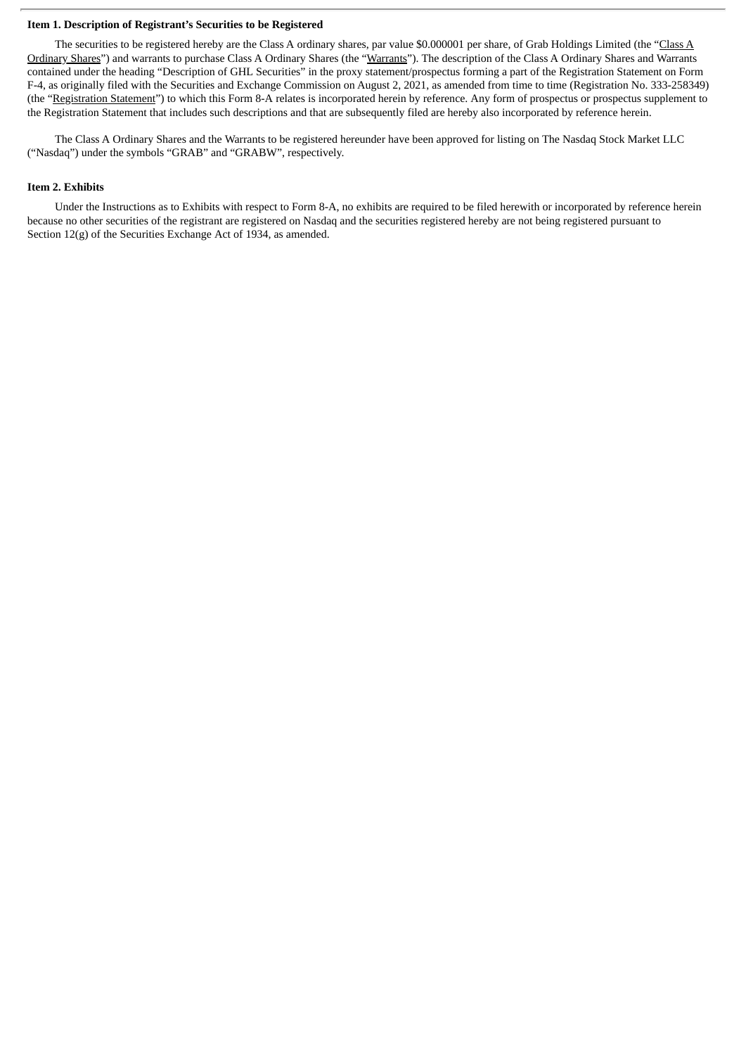**Item 1. Description of Registrant's Securities to be Registered**

The securities to be registered hereby are the Class A ordinary shares, par value $0.000001 per share, of Grab Holdings Limited (the "Class A Ordinary Shares") and warrants to purchase Class A Ordinary Shares (the "Warrants"). The description of the Class A Ordinary Shares and Warrants contained under the heading "Description of GHL Securities" in the proxy statement/prospectus forming a part of the Registration Statement on Form F-4, as originally filed with the Securities and Exchange Commission on August 2, 2021, as amended from time to time (Registration No. 333-258349) (the "Registration Statement") to which this Form 8-A relates is incorporated herein by reference. Any form of prospectus or prospectus supplement to the Registration Statement that includes such descriptions and that are subsequently filed are hereby also incorporated by reference herein.

The Class A Ordinary Shares and the Warrants to be registered hereunder have been approved for listing on The Nasdaq Stock Market LLC ("Nasdaq") under the symbols "GRAB" and "GRABW", respectively.

**Item 2. Exhibits**

Under the Instructions as to Exhibits with respect to Form 8-A, no exhibits are required to be filed herewith or incorporated by reference herein because no other securities of the registrant are registered on Nasdaq and the securities registered hereby are not being registered pursuant to Section 12(g) of the Securities Exchange Act of 1934, as amended.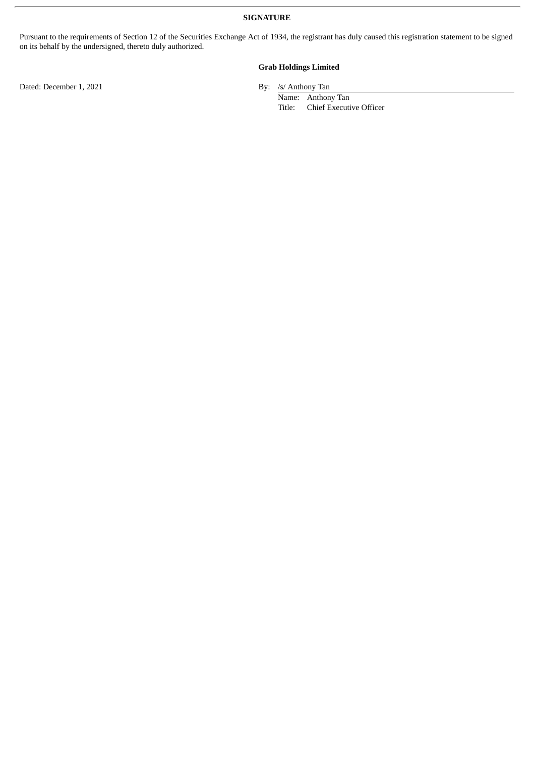**SIGNATURE**

Pursuant to the requirements of Section 12 of the Securities Exchange Act of 1934, the registrant has duly caused this registration statement to be signed on its behalf by the undersigned, thereto duly authorized.

**Grab Holdings Limited**

Dated: December 1, 2021

By: /s/ Anthony Tan

Name: Anthony Tan

Title: Chief Executive Officer